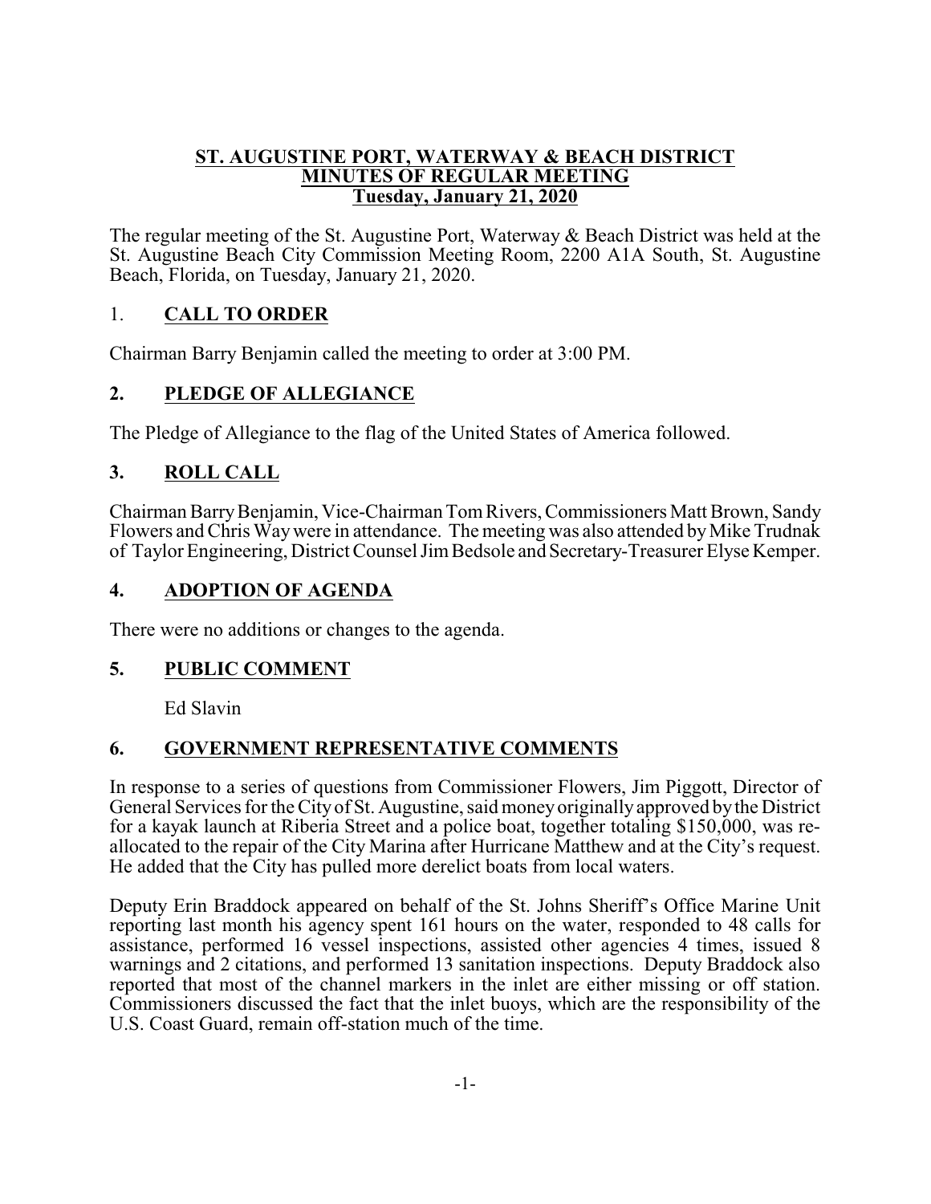# ST. AUGUSTINE PORT, WATERWAY & BEACH DISTRICT
## MINUTES OF REGULAR MEETING
## Tuesday, January 21, 2020

The regular meeting of the St. Augustine Port, Waterway & Beach District was held at the St. Augustine Beach City Commission Meeting Room, 2200 A1A South, St. Augustine Beach, Florida, on Tuesday, January 21, 2020.

## 1. CALL TO ORDER

Chairman Barry Benjamin called the meeting to order at 3:00 PM.

## 2. PLEDGE OF ALLEGIANCE

The Pledge of Allegiance to the flag of the United States of America followed.

## 3. ROLL CALL

Chairman Barry Benjamin, Vice-Chairman Tom Rivers, Commissioners Matt Brown, Sandy Flowers and Chris Way were in attendance. The meeting was also attended by Mike Trudnak of Taylor Engineering, District Counsel Jim Bedsole and Secretary-Treasurer Elyse Kemper.

## 4. ADOPTION OF AGENDA

There were no additions or changes to the agenda.

## 5. PUBLIC COMMENT

Ed Slavin

## 6. GOVERNMENT REPRESENTATIVE COMMENTS

In response to a series of questions from Commissioner Flowers, Jim Piggott, Director of General Services for the City of St. Augustine, said money originally approved by the District for a kayak launch at Riberia Street and a police boat, together totaling $150,000, was re-allocated to the repair of the City Marina after Hurricane Matthew and at the City's request. He added that the City has pulled more derelict boats from local waters.

Deputy Erin Braddock appeared on behalf of the St. Johns Sheriff's Office Marine Unit reporting last month his agency spent 161 hours on the water, responded to 48 calls for assistance, performed 16 vessel inspections, assisted other agencies 4 times, issued 8 warnings and 2 citations, and performed 13 sanitation inspections. Deputy Braddock also reported that most of the channel markers in the inlet are either missing or off station. Commissioners discussed the fact that the inlet buoys, which are the responsibility of the U.S. Coast Guard, remain off-station much of the time.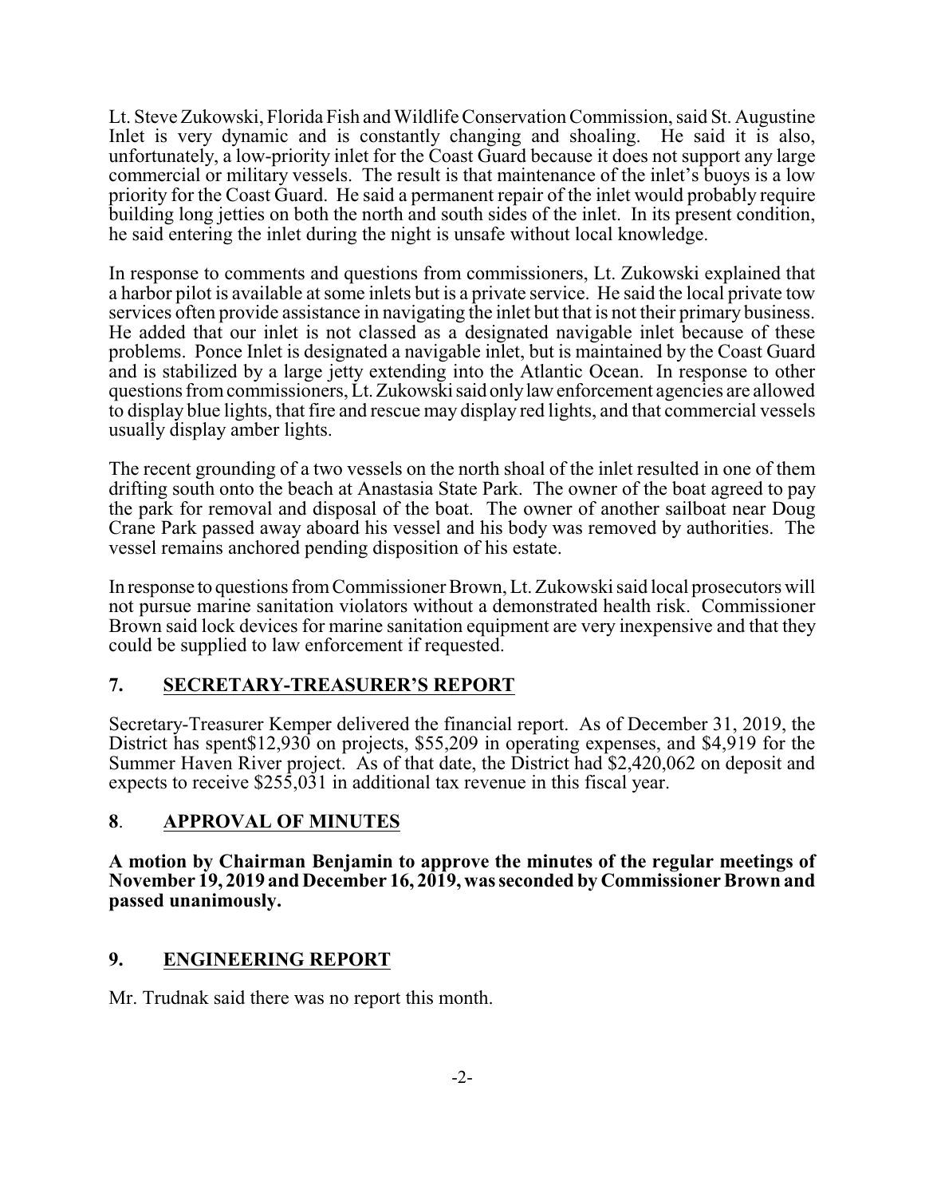Lt. Steve Zukowski, Florida Fish and Wildlife Conservation Commission, said St. Augustine Inlet is very dynamic and is constantly changing and shoaling. He said it is also, unfortunately, a low-priority inlet for the Coast Guard because it does not support any large commercial or military vessels. The result is that maintenance of the inlet's buoys is a low priority for the Coast Guard. He said a permanent repair of the inlet would probably require building long jetties on both the north and south sides of the inlet. In its present condition, he said entering the inlet during the night is unsafe without local knowledge.

In response to comments and questions from commissioners, Lt. Zukowski explained that a harbor pilot is available at some inlets but is a private service. He said the local private tow services often provide assistance in navigating the inlet but that is not their primary business. He added that our inlet is not classed as a designated navigable inlet because of these problems. Ponce Inlet is designated a navigable inlet, but is maintained by the Coast Guard and is stabilized by a large jetty extending into the Atlantic Ocean. In response to other questions from commissioners, Lt. Zukowski said only law enforcement agencies are allowed to display blue lights, that fire and rescue may display red lights, and that commercial vessels usually display amber lights.

The recent grounding of a two vessels on the north shoal of the inlet resulted in one of them drifting south onto the beach at Anastasia State Park. The owner of the boat agreed to pay the park for removal and disposal of the boat. The owner of another sailboat near Doug Crane Park passed away aboard his vessel and his body was removed by authorities. The vessel remains anchored pending disposition of his estate.

In response to questions from Commissioner Brown, Lt. Zukowski said local prosecutors will not pursue marine sanitation violators without a demonstrated health risk. Commissioner Brown said lock devices for marine sanitation equipment are very inexpensive and that they could be supplied to law enforcement if requested.

## 7. SECRETARY-TREASURER'S REPORT

Secretary-Treasurer Kemper delivered the financial report. As of December 31, 2019, the District has spent$12,930 on projects, $55,209 in operating expenses, and $4,919 for the Summer Haven River project. As of that date, the District had $2,420,062 on deposit and expects to receive $255,031 in additional tax revenue in this fiscal year.

## 8. APPROVAL OF MINUTES

**A motion by Chairman Benjamin to approve the minutes of the regular meetings of November 19, 2019 and December 16, 2019, was seconded by Commissioner Brown and passed unanimously.**

## 9. ENGINEERING REPORT

Mr. Trudnak said there was no report this month.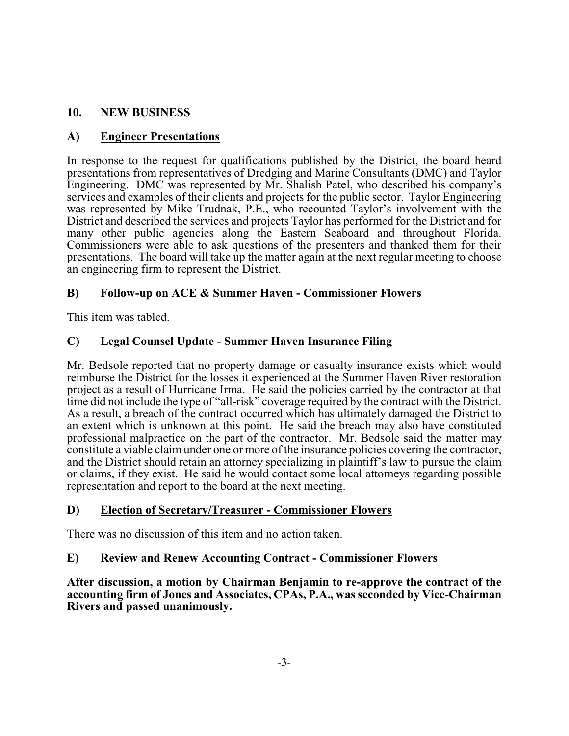## 10. NEW BUSINESS

### A) Engineer Presentations

In response to the request for qualifications published by the District, the board heard presentations from representatives of Dredging and Marine Consultants (DMC) and Taylor Engineering. DMC was represented by Mr. Shalish Patel, who described his company's services and examples of their clients and projects for the public sector. Taylor Engineering was represented by Mike Trudnak, P.E., who recounted Taylor's involvement with the District and described the services and projects Taylor has performed for the District and for many other public agencies along the Eastern Seaboard and throughout Florida. Commissioners were able to ask questions of the presenters and thanked them for their presentations. The board will take up the matter again at the next regular meeting to choose an engineering firm to represent the District.

### B) Follow-up on ACE & Summer Haven - Commissioner Flowers

This item was tabled.

### C) Legal Counsel Update - Summer Haven Insurance Filing

Mr. Bedsole reported that no property damage or casualty insurance exists which would reimburse the District for the losses it experienced at the Summer Haven River restoration project as a result of Hurricane Irma. He said the policies carried by the contractor at that time did not include the type of "all-risk" coverage required by the contract with the District. As a result, a breach of the contract occurred which has ultimately damaged the District to an extent which is unknown at this point. He said the breach may also have constituted professional malpractice on the part of the contractor. Mr. Bedsole said the matter may constitute a viable claim under one or more of the insurance policies covering the contractor, and the District should retain an attorney specializing in plaintiff's law to pursue the claim or claims, if they exist. He said he would contact some local attorneys regarding possible representation and report to the board at the next meeting.

### D) Election of Secretary/Treasurer - Commissioner Flowers

There was no discussion of this item and no action taken.

### E) Review and Renew Accounting Contract - Commissioner Flowers

**After discussion, a motion by Chairman Benjamin to re-approve the contract of the accounting firm of Jones and Associates, CPAs, P.A., was seconded by Vice-Chairman Rivers and passed unanimously.**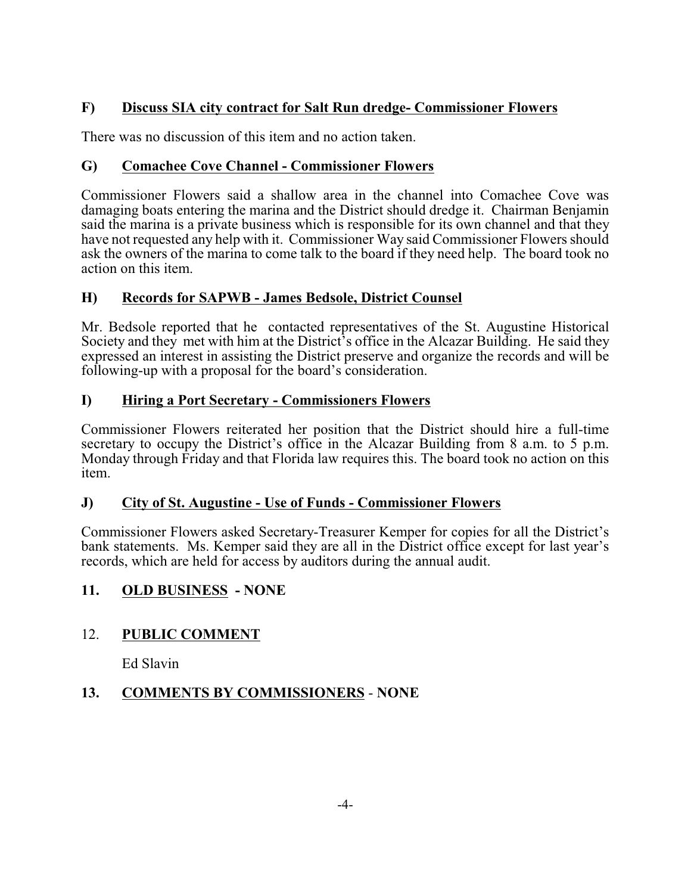**F) <u>Discuss SIA city contract for Salt Run dredge- Commissioner Flowers</u>**

There was no discussion of this item and no action taken.

**G) <u>Comachee Cove Channel - Commissioner Flowers</u>**

Commissioner Flowers said a shallow area in the channel into Comachee Cove was damaging boats entering the marina and the District should dredge it. Chairman Benjamin said the marina is a private business which is responsible for its own channel and that they have not requested any help with it. Commissioner Way said Commissioner Flowers should ask the owners of the marina to come talk to the board if they need help. The board took no action on this item.

**H) <u>Records for SAPWB - James Bedsole, District Counsel</u>**

Mr. Bedsole reported that he contacted representatives of the St. Augustine Historical Society and they met with him at the District's office in the Alcazar Building. He said they expressed an interest in assisting the District preserve and organize the records and will be following-up with a proposal for the board's consideration.

**I) <u>Hiring a Port Secretary - Commissioners Flowers</u>**

Commissioner Flowers reiterated her position that the District should hire a full-time secretary to occupy the District's office in the Alcazar Building from 8 a.m. to 5 p.m. Monday through Friday and that Florida law requires this. The board took no action on this item.

**J) <u>City of St. Augustine - Use of Funds - Commissioner Flowers</u>**

Commissioner Flowers asked Secretary-Treasurer Kemper for copies for all the District's bank statements. Ms. Kemper said they are all in the District office except for last year's records, which are held for access by auditors during the annual audit.

**11. <u>OLD BUSINESS</u> - NONE**

12. **<u>PUBLIC COMMENT</u>**

Ed Slavin

**13. <u>COMMENTS BY COMMISSIONERS</u> - NONE**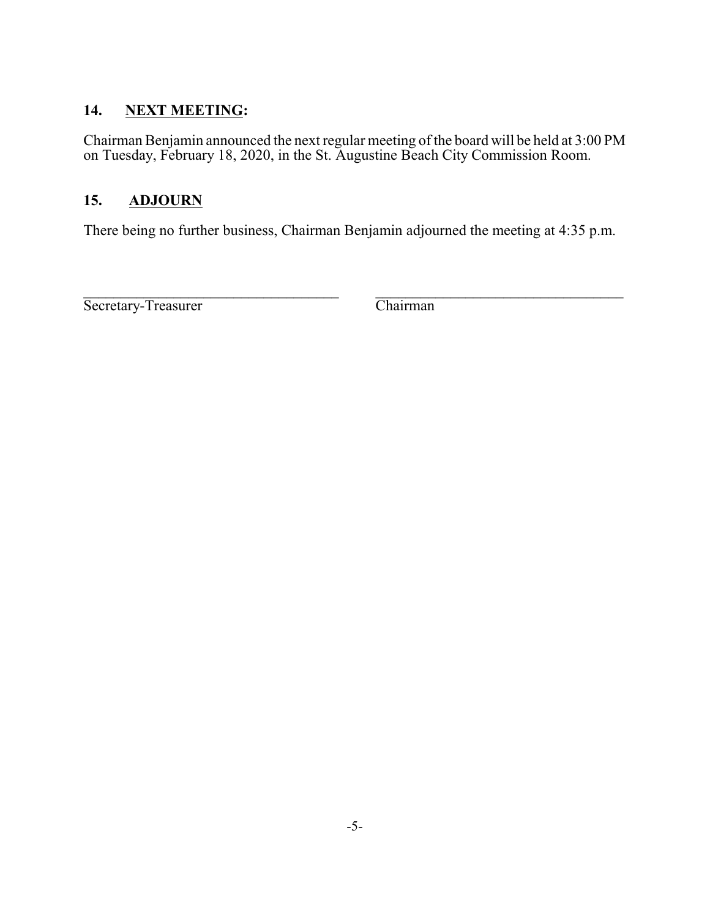## 14. NEXT MEETING:

Chairman Benjamin announced the next regular meeting of the board will be held at 3:00 PM on Tuesday, February 18, 2020, in the St. Augustine Beach City Commission Room.

## 15. ADJOURN

There being no further business, Chairman Benjamin adjourned the meeting at 4:35 p.m.

\_\_\_\_\_\_\_\_\_\_\_\_\_\_\_\_\_\_\_\_\_\_\_\_\_\_\_\_\_\_\_\_\_\_\_\_ \_\_\_\_\_\_\_\_\_\_\_\_\_\_\_\_\_\_\_\_\_\_\_\_\_\_\_\_\_\_\_\_\_\_\_\_

Secretary-Treasurer Chairman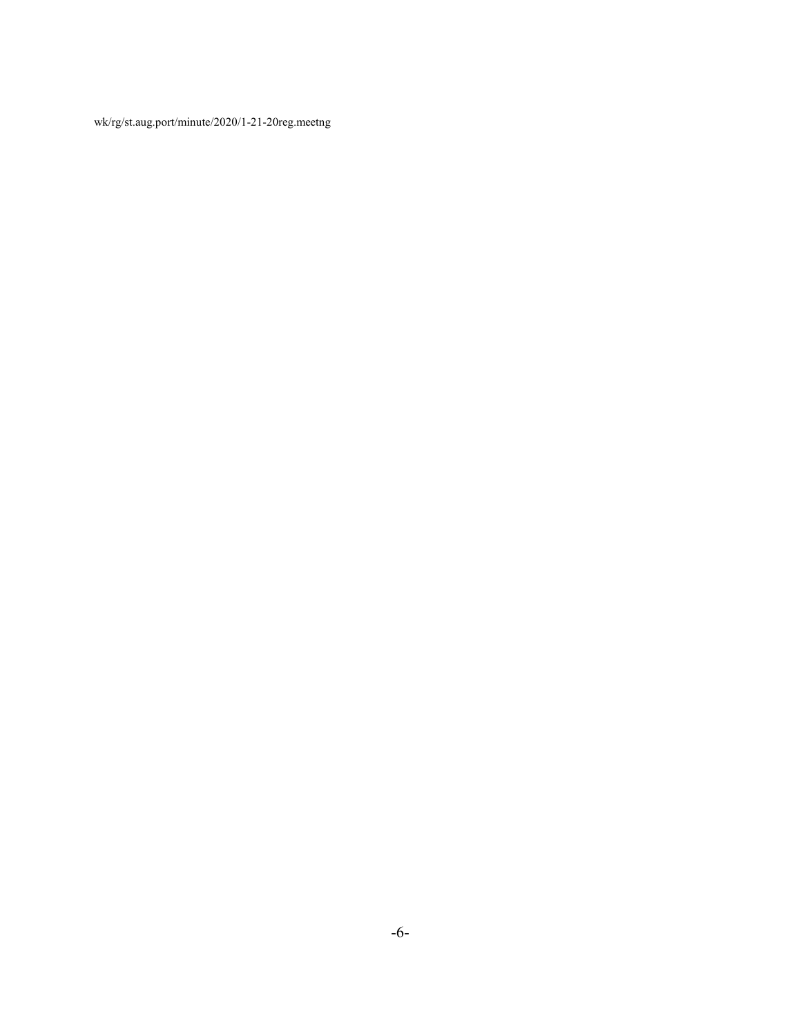wk/rg/st.aug.port/minute/2020/1-21-20reg.meetng